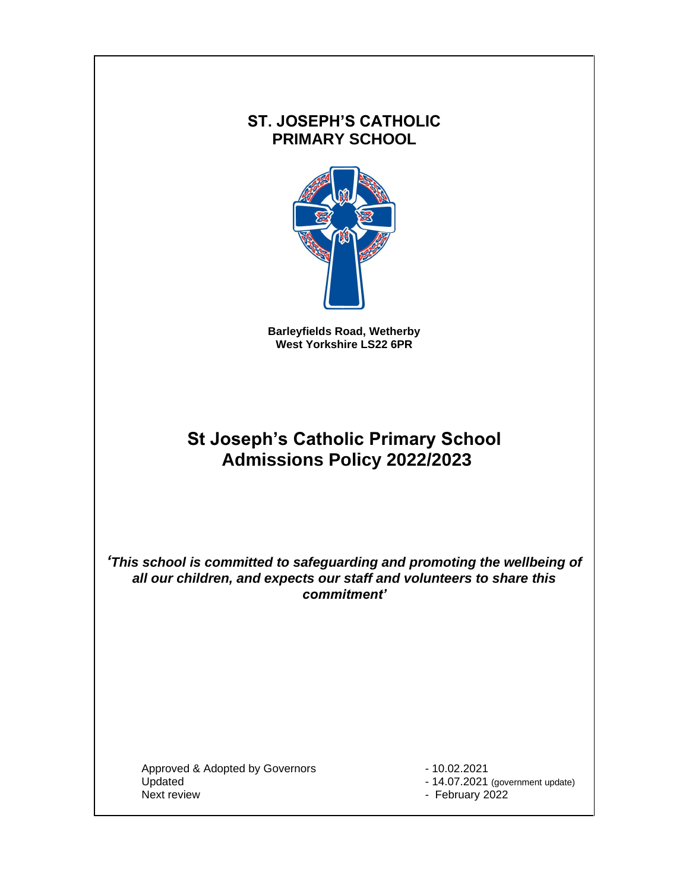# ST. JOSEPH'S CATHOLIC PRIMARY SCHOOL

**Barleyfields Road, Wetherby**
**West Yorkshire LS22 6PR**

# St Joseph's Catholic Primary School Admissions Policy 2022/2023

***'This school is committed to safeguarding and promoting the wellbeing of all our children, and expects our staff and volunteers to share this commitment'***

| | |
|---|---|
| Approved & Adopted by Governors | - 10.02.2021 |
| Updated | - 14.07.2021 (government update) |
| Next review | - February 2022 |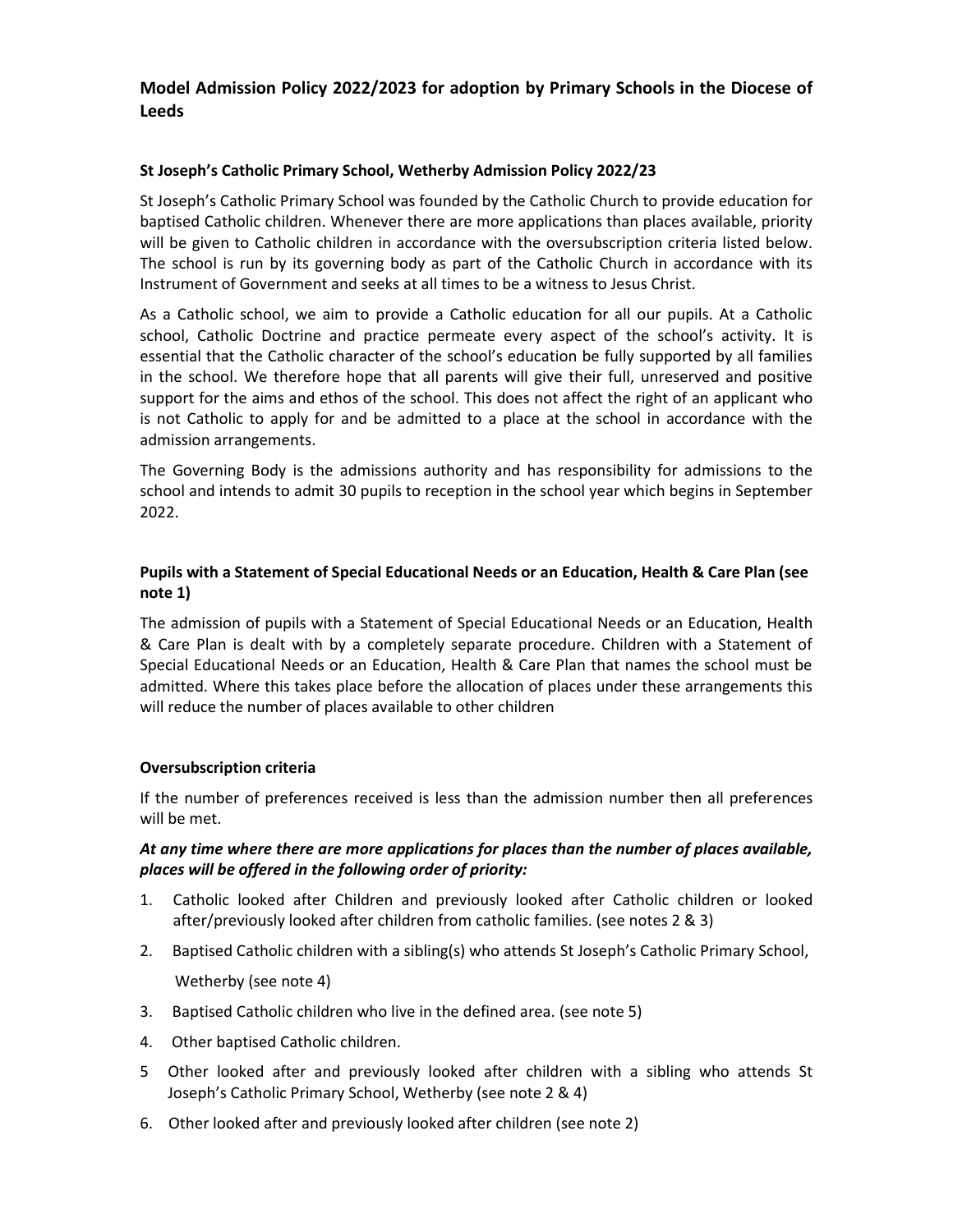## Model Admission Policy 2022/2023 for adoption by Primary Schools in the Diocese of Leeds

### St Joseph's Catholic Primary School, Wetherby Admission Policy 2022/23

St Joseph's Catholic Primary School was founded by the Catholic Church to provide education for baptised Catholic children. Whenever there are more applications than places available, priority will be given to Catholic children in accordance with the oversubscription criteria listed below. The school is run by its governing body as part of the Catholic Church in accordance with its Instrument of Government and seeks at all times to be a witness to Jesus Christ.

As a Catholic school, we aim to provide a Catholic education for all our pupils. At a Catholic school, Catholic Doctrine and practice permeate every aspect of the school's activity. It is essential that the Catholic character of the school's education be fully supported by all families in the school. We therefore hope that all parents will give their full, unreserved and positive support for the aims and ethos of the school. This does not affect the right of an applicant who is not Catholic to apply for and be admitted to a place at the school in accordance with the admission arrangements.

The Governing Body is the admissions authority and has responsibility for admissions to the school and intends to admit 30 pupils to reception in the school year which begins in September 2022.

### Pupils with a Statement of Special Educational Needs or an Education, Health & Care Plan (see note 1)

The admission of pupils with a Statement of Special Educational Needs or an Education, Health & Care Plan is dealt with by a completely separate procedure. Children with a Statement of Special Educational Needs or an Education, Health & Care Plan that names the school must be admitted. Where this takes place before the allocation of places under these arrangements this will reduce the number of places available to other children

### Oversubscription criteria

If the number of preferences received is less than the admission number then all preferences will be met.

***At any time where there are more applications for places than the number of places available, places will be offered in the following order of priority:***

1. Catholic looked after Children and previously looked after Catholic children or looked after/previously looked after children from catholic families. (see notes 2 & 3)
2. Baptised Catholic children with a sibling(s) who attends St Joseph's Catholic Primary School, Wetherby (see note 4)
3. Baptised Catholic children who live in the defined area. (see note 5)
4. Other baptised Catholic children.
5. Other looked after and previously looked after children with a sibling who attends St Joseph's Catholic Primary School, Wetherby (see note 2 & 4)
6. Other looked after and previously looked after children (see note 2)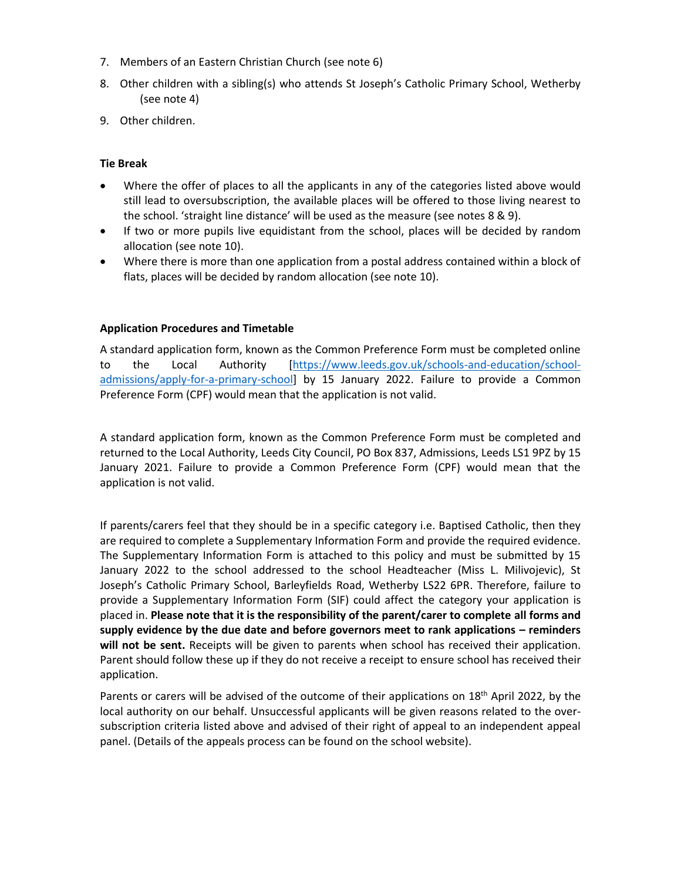7. Members of an Eastern Christian Church (see note 6)
8. Other children with a sibling(s) who attends St Joseph's Catholic Primary School, Wetherby (see note 4)
9. Other children.

**Tie Break**

- Where the offer of places to all the applicants in any of the categories listed above would still lead to oversubscription, the available places will be offered to those living nearest to the school. 'straight line distance' will be used as the measure (see notes 8 & 9).
- If two or more pupils live equidistant from the school, places will be decided by random allocation (see note 10).
- Where there is more than one application from a postal address contained within a block of flats, places will be decided by random allocation (see note 10).

**Application Procedures and Timetable**

A standard application form, known as the Common Preference Form must be completed online to the Local Authority [https://www.leeds.gov.uk/schools-and-education/school-admissions/apply-for-a-primary-school] by 15 January 2022. Failure to provide a Common Preference Form (CPF) would mean that the application is not valid.

A standard application form, known as the Common Preference Form must be completed and returned to the Local Authority, Leeds City Council, PO Box 837, Admissions, Leeds LS1 9PZ by 15 January 2021. Failure to provide a Common Preference Form (CPF) would mean that the application is not valid.

If parents/carers feel that they should be in a specific category i.e. Baptised Catholic, then they are required to complete a Supplementary Information Form and provide the required evidence. The Supplementary Information Form is attached to this policy and must be submitted by 15 January 2022 to the school addressed to the school Headteacher (Miss L. Milivojevic), St Joseph's Catholic Primary School, Barleyfields Road, Wetherby LS22 6PR. Therefore, failure to provide a Supplementary Information Form (SIF) could affect the category your application is placed in. **Please note that it is the responsibility of the parent/carer to complete all forms and supply evidence by the due date and before governors meet to rank applications – reminders will not be sent.** Receipts will be given to parents when school has received their application. Parent should follow these up if they do not receive a receipt to ensure school has received their application.

Parents or carers will be advised of the outcome of their applications on 18th April 2022, by the local authority on our behalf. Unsuccessful applicants will be given reasons related to the over-subscription criteria listed above and advised of their right of appeal to an independent appeal panel. (Details of the appeals process can be found on the school website).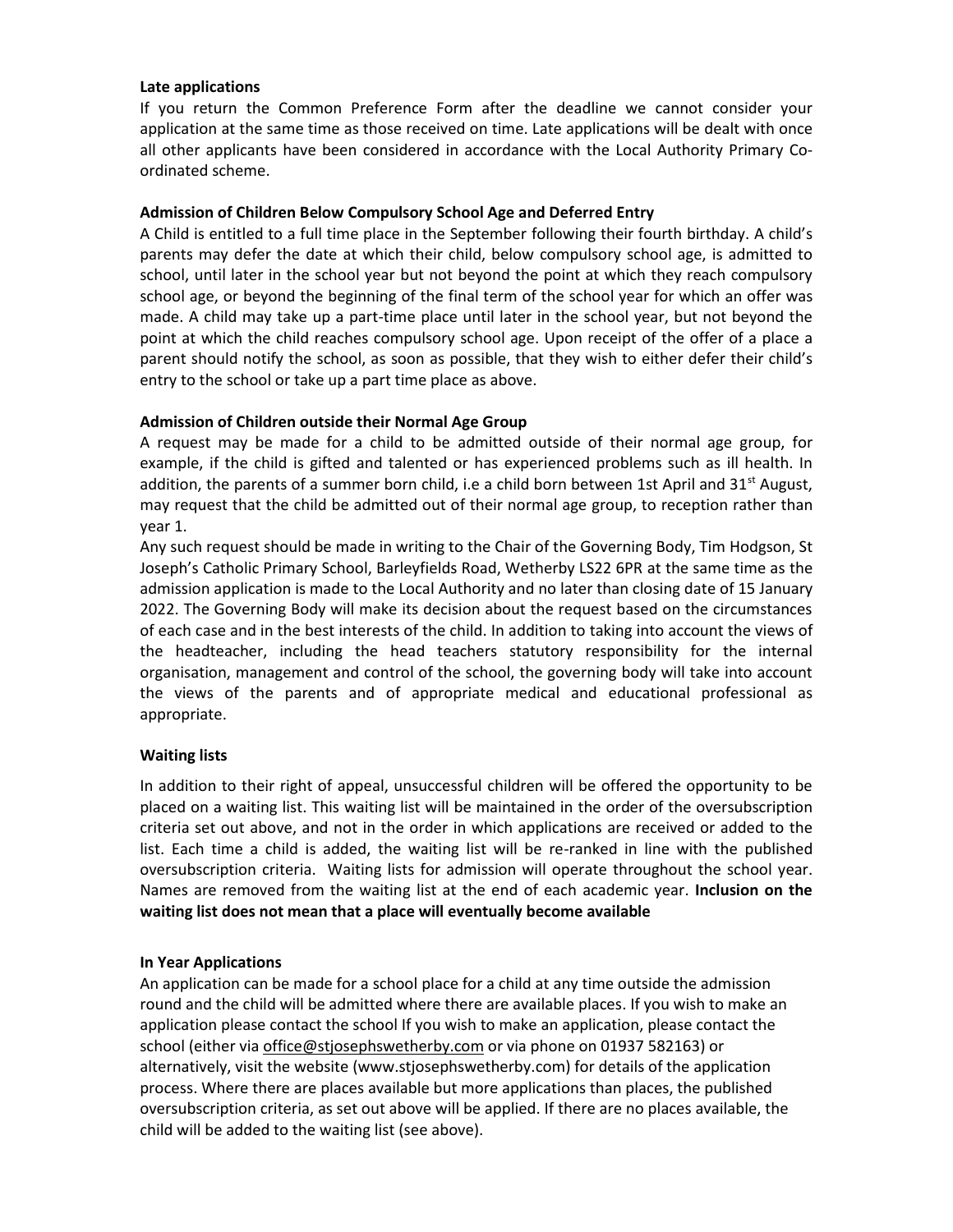**Late applications**

If you return the Common Preference Form after the deadline we cannot consider your application at the same time as those received on time. Late applications will be dealt with once all other applicants have been considered in accordance with the Local Authority Primary Co-ordinated scheme.

**Admission of Children Below Compulsory School Age and Deferred Entry**

A Child is entitled to a full time place in the September following their fourth birthday. A child's parents may defer the date at which their child, below compulsory school age, is admitted to school, until later in the school year but not beyond the point at which they reach compulsory school age, or beyond the beginning of the final term of the school year for which an offer was made. A child may take up a part-time place until later in the school year, but not beyond the point at which the child reaches compulsory school age. Upon receipt of the offer of a place a parent should notify the school, as soon as possible, that they wish to either defer their child's entry to the school or take up a part time place as above.

**Admission of Children outside their Normal Age Group**

A request may be made for a child to be admitted outside of their normal age group, for example, if the child is gifted and talented or has experienced problems such as ill health. In addition, the parents of a summer born child, i.e a child born between 1st April and 31st August, may request that the child be admitted out of their normal age group, to reception rather than year 1.

Any such request should be made in writing to the Chair of the Governing Body, Tim Hodgson, St Joseph's Catholic Primary School, Barleyfields Road, Wetherby LS22 6PR at the same time as the admission application is made to the Local Authority and no later than closing date of 15 January 2022. The Governing Body will make its decision about the request based on the circumstances of each case and in the best interests of the child. In addition to taking into account the views of the headteacher, including the head teachers statutory responsibility for the internal organisation, management and control of the school, the governing body will take into account the views of the parents and of appropriate medical and educational professional as appropriate.

**Waiting lists**

In addition to their right of appeal, unsuccessful children will be offered the opportunity to be placed on a waiting list. This waiting list will be maintained in the order of the oversubscription criteria set out above, and not in the order in which applications are received or added to the list. Each time a child is added, the waiting list will be re-ranked in line with the published oversubscription criteria. Waiting lists for admission will operate throughout the school year. Names are removed from the waiting list at the end of each academic year. **Inclusion on the waiting list does not mean that a place will eventually become available**

**In Year Applications**

An application can be made for a school place for a child at any time outside the admission round and the child will be admitted where there are available places. If you wish to make an application please contact the school If you wish to make an application, please contact the school (either via office@stjosephswetherby.com or via phone on 01937 582163) or alternatively, visit the website (www.stjosephswetherby.com) for details of the application process. Where there are places available but more applications than places, the published oversubscription criteria, as set out above will be applied. If there are no places available, the child will be added to the waiting list (see above).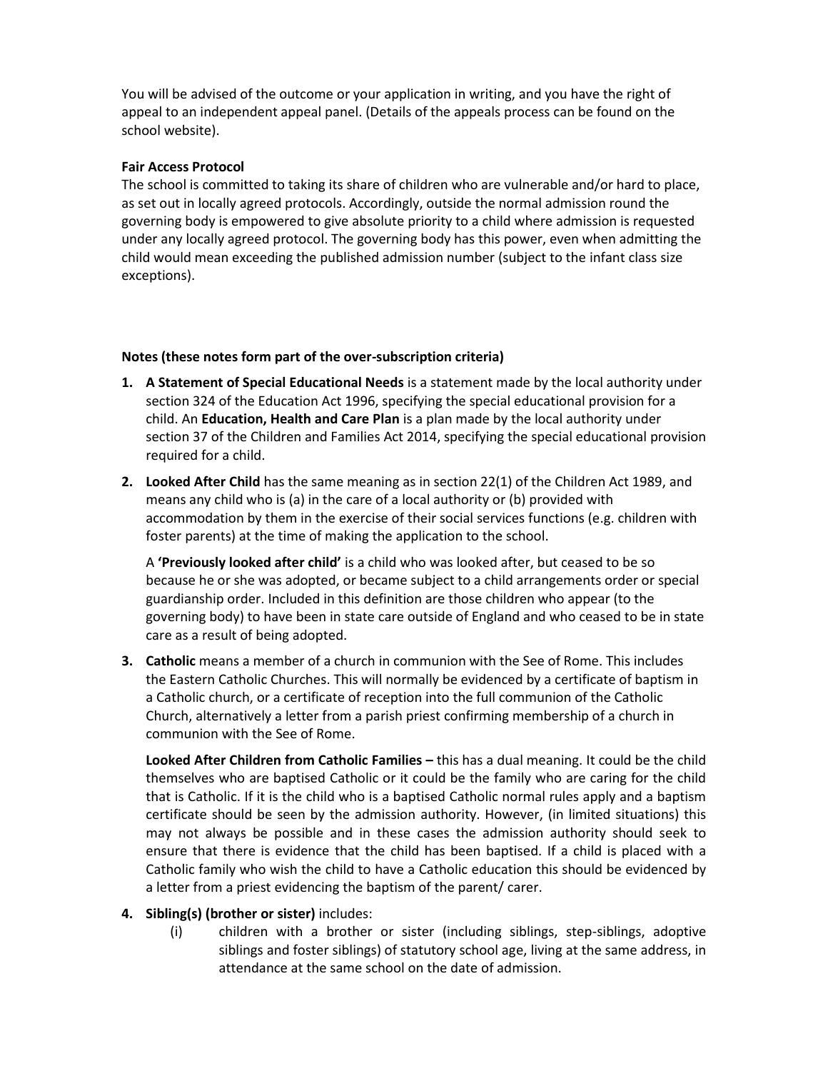You will be advised of the outcome or your application in writing, and you have the right of appeal to an independent appeal panel. (Details of the appeals process can be found on the school website).

**Fair Access Protocol**

The school is committed to taking its share of children who are vulnerable and/or hard to place, as set out in locally agreed protocols. Accordingly, outside the normal admission round the governing body is empowered to give absolute priority to a child where admission is requested under any locally agreed protocol. The governing body has this power, even when admitting the child would mean exceeding the published admission number (subject to the infant class size exceptions).

**Notes (these notes form part of the over-subscription criteria)**

1. **A Statement of Special Educational Needs** is a statement made by the local authority under section 324 of the Education Act 1996, specifying the special educational provision for a child. An **Education, Health and Care Plan** is a plan made by the local authority under section 37 of the Children and Families Act 2014, specifying the special educational provision required for a child.

2. **Looked After Child** has the same meaning as in section 22(1) of the Children Act 1989, and means any child who is (a) in the care of a local authority or (b) provided with accommodation by them in the exercise of their social services functions (e.g. children with foster parents) at the time of making the application to the school.

   A **'Previously looked after child'** is a child who was looked after, but ceased to be so because he or she was adopted, or became subject to a child arrangements order or special guardianship order. Included in this definition are those children who appear (to the governing body) to have been in state care outside of England and who ceased to be in state care as a result of being adopted.

3. **Catholic** means a member of a church in communion with the See of Rome. This includes the Eastern Catholic Churches. This will normally be evidenced by a certificate of baptism in a Catholic church, or a certificate of reception into the full communion of the Catholic Church, alternatively a letter from a parish priest confirming membership of a church in communion with the See of Rome.

   **Looked After Children from Catholic Families –** this has a dual meaning. It could be the child themselves who are baptised Catholic or it could be the family who are caring for the child that is Catholic. If it is the child who is a baptised Catholic normal rules apply and a baptism certificate should be seen by the admission authority. However, (in limited situations) this may not always be possible and in these cases the admission authority should seek to ensure that there is evidence that the child has been baptised. If a child is placed with a Catholic family who wish the child to have a Catholic education this should be evidenced by a letter from a priest evidencing the baptism of the parent/ carer.

4. **Sibling(s) (brother or sister)** includes:
   (i) children with a brother or sister (including siblings, step-siblings, adoptive siblings and foster siblings) of statutory school age, living at the same address, in attendance at the same school on the date of admission.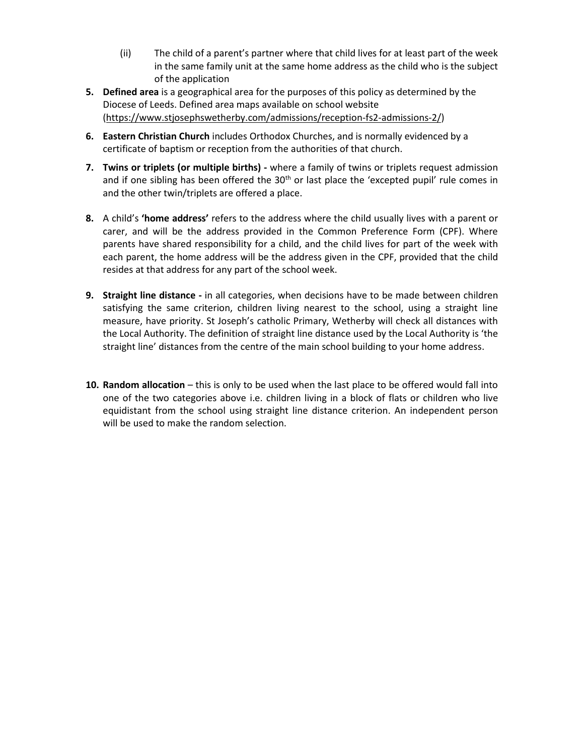(ii) The child of a parent's partner where that child lives for at least part of the week in the same family unit at the same home address as the child who is the subject of the application

5. **Defined area** is a geographical area for the purposes of this policy as determined by the Diocese of Leeds. Defined area maps available on school website (https://www.stjosephswetherby.com/admissions/reception-fs2-admissions-2/)

6. **Eastern Christian Church** includes Orthodox Churches, and is normally evidenced by a certificate of baptism or reception from the authorities of that church.

7. **Twins or triplets (or multiple births) -** where a family of twins or triplets request admission and if one sibling has been offered the 30th or last place the 'excepted pupil' rule comes in and the other twin/triplets are offered a place.

8. A child's **'home address'** refers to the address where the child usually lives with a parent or carer, and will be the address provided in the Common Preference Form (CPF). Where parents have shared responsibility for a child, and the child lives for part of the week with each parent, the home address will be the address given in the CPF, provided that the child resides at that address for any part of the school week.

9. **Straight line distance -** in all categories, when decisions have to be made between children satisfying the same criterion, children living nearest to the school, using a straight line measure, have priority. St Joseph's catholic Primary, Wetherby will check all distances with the Local Authority. The definition of straight line distance used by the Local Authority is 'the straight line' distances from the centre of the main school building to your home address.

10. **Random allocation** – this is only to be used when the last place to be offered would fall into one of the two categories above i.e. children living in a block of flats or children who live equidistant from the school using straight line distance criterion. An independent person will be used to make the random selection.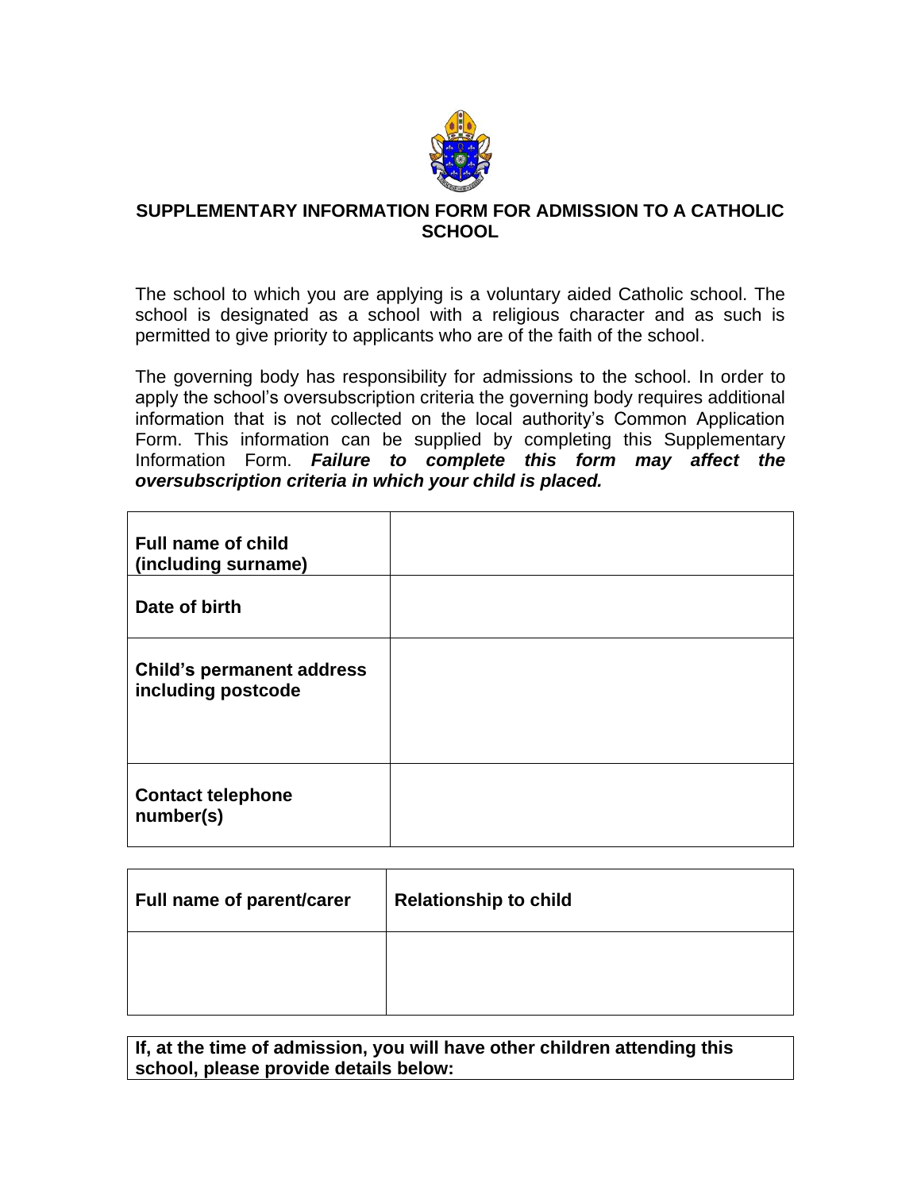## SUPPLEMENTARY INFORMATION FORM FOR ADMISSION TO A CATHOLIC SCHOOL

The school to which you are applying is a voluntary aided Catholic school. The school is designated as a school with a religious character and as such is permitted to give priority to applicants who are of the faith of the school.

The governing body has responsibility for admissions to the school. In order to apply the school's oversubscription criteria the governing body requires additional information that is not collected on the local authority's Common Application Form. This information can be supplied by completing this Supplementary Information Form. ***Failure to complete this form may affect the oversubscription criteria in which your child is placed.***

| | |
|---|---|
| **Full name of child (including surname)** | |
| **Date of birth** | |
| **Child's permanent address including postcode** | |
| **Contact telephone number(s)** | |

| Full name of parent/carer | Relationship to child |
|---|---|
| | |

| **If, at the time of admission, you will have other children attending this school, please provide details below:** |
|---|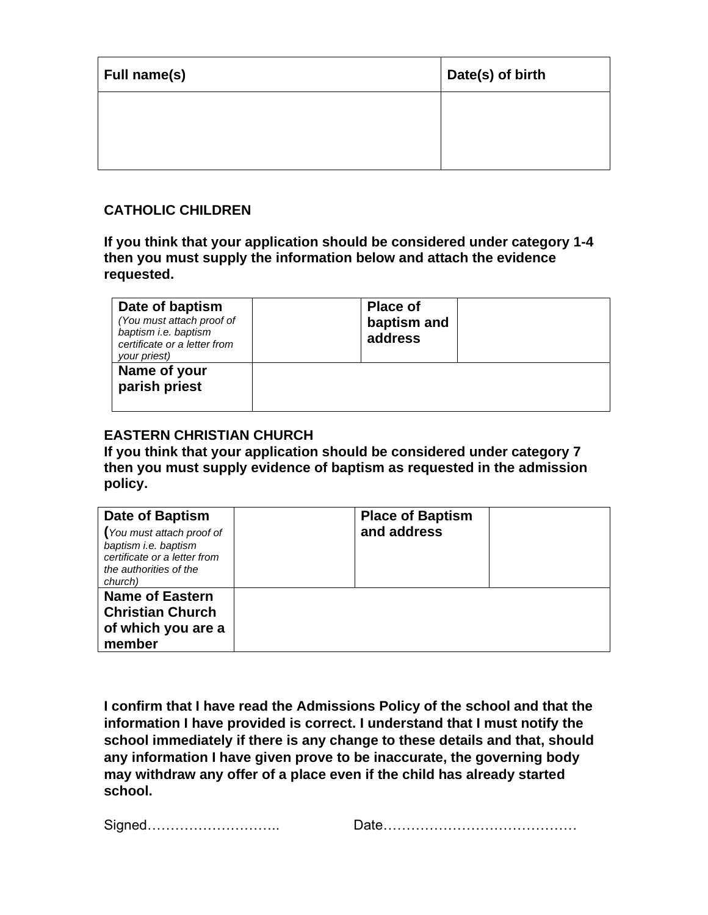| Full name(s) | Date(s) of birth |
|---|---|
| | |

**CATHOLIC CHILDREN**

**If you think that your application should be considered under category 1-4 then you must supply the information below and attach the evidence requested.**

| **Date of baptism** *(You must attach proof of baptism i.e. baptism certificate or a letter from your priest)* | | **Place of baptism and address** | |
|---|---|---|---|
| **Name of your parish priest** | | | |

**EASTERN CHRISTIAN CHURCH**

**If you think that your application should be considered under category 7 then you must supply evidence of baptism as requested in the admission policy.**

| **Date of Baptism** *(You must attach proof of baptism i.e. baptism certificate or a letter from the authorities of the church)* | | **Place of Baptism and address** | |
|---|---|---|---|
| **Name of Eastern Christian Church of which you are a member** | | | |

**I confirm that I have read the Admissions Policy of the school and that the information I have provided is correct. I understand that I must notify the school immediately if there is any change to these details and that, should any information I have given prove to be inaccurate, the governing body may withdraw any offer of a place even if the child has already started school.**

Signed……………………….. Date……………………………………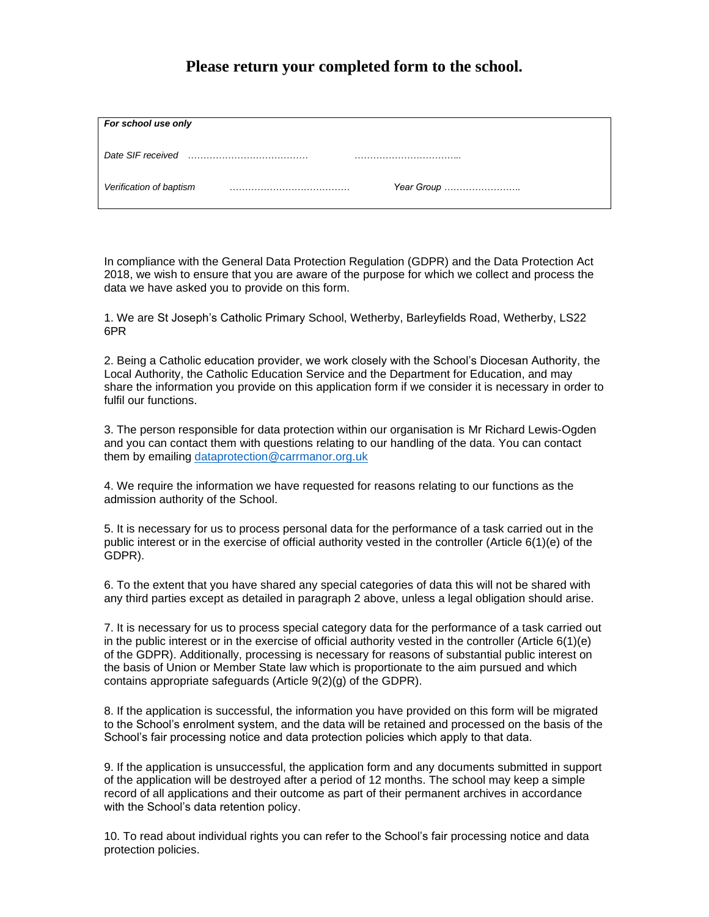# Please return your completed form to the school.

| *For school use only* | | | |
|---|---|---|---|
| *Date SIF received* | …………………………………. | …………………………….. | |
| *Verification of baptism* | …………………………………. | *Year Group* …………………….. | |

In compliance with the General Data Protection Regulation (GDPR) and the Data Protection Act 2018, we wish to ensure that you are aware of the purpose for which we collect and process the data we have asked you to provide on this form.

1. We are St Joseph's Catholic Primary School, Wetherby, Barleyfields Road, Wetherby, LS22 6PR

2. Being a Catholic education provider, we work closely with the School's Diocesan Authority, the Local Authority, the Catholic Education Service and the Department for Education, and may share the information you provide on this application form if we consider it is necessary in order to fulfil our functions.

3. The person responsible for data protection within our organisation is Mr Richard Lewis-Ogden and you can contact them with questions relating to our handling of the data. You can contact them by emailing dataprotection@carrmanor.org.uk

4. We require the information we have requested for reasons relating to our functions as the admission authority of the School.

5. It is necessary for us to process personal data for the performance of a task carried out in the public interest or in the exercise of official authority vested in the controller (Article 6(1)(e) of the GDPR).

6. To the extent that you have shared any special categories of data this will not be shared with any third parties except as detailed in paragraph 2 above, unless a legal obligation should arise.

7. It is necessary for us to process special category data for the performance of a task carried out in the public interest or in the exercise of official authority vested in the controller (Article 6(1)(e) of the GDPR). Additionally, processing is necessary for reasons of substantial public interest on the basis of Union or Member State law which is proportionate to the aim pursued and which contains appropriate safeguards (Article 9(2)(g) of the GDPR).

8. If the application is successful, the information you have provided on this form will be migrated to the School's enrolment system, and the data will be retained and processed on the basis of the School's fair processing notice and data protection policies which apply to that data.

9. If the application is unsuccessful, the application form and any documents submitted in support of the application will be destroyed after a period of 12 months. The school may keep a simple record of all applications and their outcome as part of their permanent archives in accordance with the School's data retention policy.

10. To read about individual rights you can refer to the School's fair processing notice and data protection policies.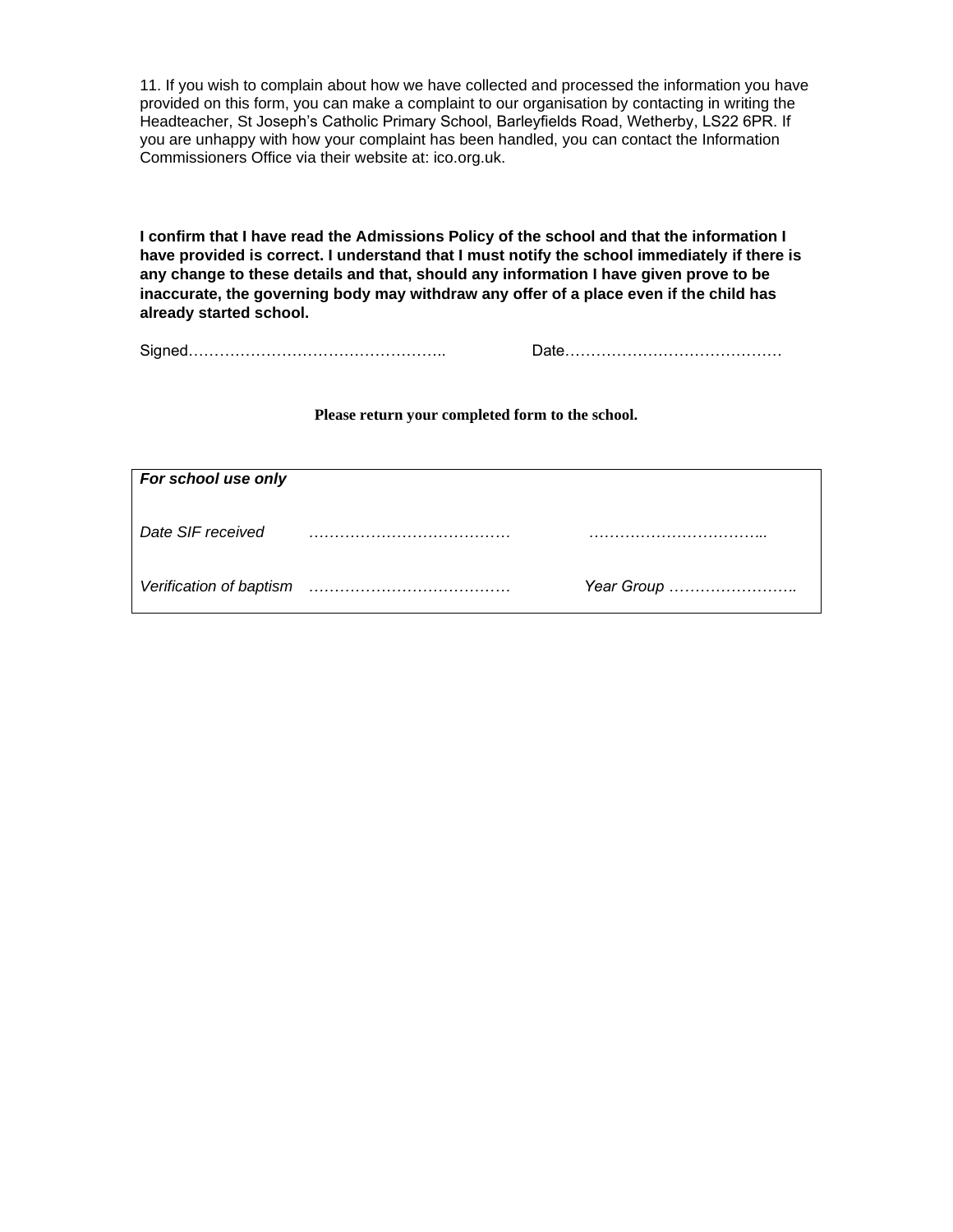11. If you wish to complain about how we have collected and processed the information you have provided on this form, you can make a complaint to our organisation by contacting in writing the Headteacher, St Joseph's Catholic Primary School, Barleyfields Road, Wetherby, LS22 6PR. If you are unhappy with how your complaint has been handled, you can contact the Information Commissioners Office via their website at: ico.org.uk.

**I confirm that I have read the Admissions Policy of the school and that the information I have provided is correct. I understand that I must notify the school immediately if there is any change to these details and that, should any information I have given prove to be inaccurate, the governing body may withdraw any offer of a place even if the child has already started school.**

Signed………………………………………….. Date……………………………………

**Please return your completed form to the school.**

| | | |
|---|---|---|
| ***For school use only*** | | |
| *Date SIF received* | ………………………………… | …………………………….. |
| *Verification of baptism* | ………………………………… | *Year Group* …………………….. |